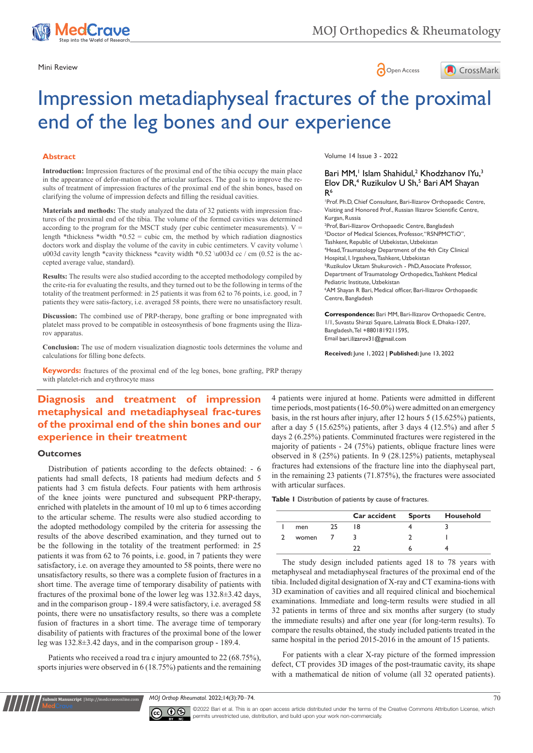Mini Review

# Impression metadiaphyseal fractures of the proximal end of the leg bones and our experience

Volume 14 Issue 3 - 2022

Bari MM,[1] Islam Shahidul,[2] Khodzhanov IYu,[3] Elov DR,[4] Ruzikulov U Sh,[5] Bari AM Shayan R[6]

[1]Prof. Ph.D, Chief Consultant, Bari-Ilizarov Orthopaedic Centre, Visiting and Honored Prof., Russian Ilizarov Scientific Centre, Kurgan, Russia
[2]Prof, Bari-Ilizarov Orthopaedic Centre, Bangladesh
[3]Doctor of Medical Sciences, Professor, "RSNPMCTiO", Tashkent, Republic of Uzbekistan, Uzbekistan
[4]Head, Traumatology Department of the 4th City Clinical Hospital, I. Irgasheva, Tashkent, Uzbekistan
[5]Ruzikulov Uktam Shukurovich - PhD, Associate Professor, Department of Traumatology Orthopedics, Tashkent Medical Pediatric Institute, Uzbekistan
[6]AM Shayan R Bari, Medical officer, Bari-Ilizarov Orthopaedic Centre, Bangladesh

**Correspondence:** Bari MM, Bari-Ilizarov Orthopaedic Centre, 1/1, Suvastu Shirazi Square, Lalmatia Block E, Dhaka-1207, Bangladesh, Tel +8801819211595, Email bari.ilizarov31@gmail.com

**Received:** June 1, 2022 | **Published:** June 13, 2022

## Abstract

**Introduction:** Impression fractures of the proximal end of the tibia occupy the main place in the appearance of defor-mation of the articular surfaces. The goal is to improve the re-sults of treatment of impression fractures of the proximal end of the shin bones, based on clarifying the volume of impression defects and filling the residual cavities.

**Materials and methods:** The study analyzed the data of 32 patients with impression frac-tures of the proximal end of the tibia. The volume of the formed cavities was determined according to the program for the MSCT study (per cubic centimeter measurements). V = length *thickness *width *0.52 = cubic cm, the method by which radiation diagnostics doctors work and display the volume of the cavity in cubic centimeters. V cavity volume \u003d cavity length *cavity thickness *cavity width *0.52 \u003d cc / cm (0.52 is the ac-cepted average value, standard).

**Results:** The results were also studied according to the accepted methodology compiled by the crite-ria for evaluating the results, and they turned out to be the following in terms of the totality of the treatment performed: in 25 patients it was from 62 to 76 points, i.e. good, in 7 patients they were satis-factory, i.e. averaged 58 points, there were no unsatisfactory result.

**Discussion:** The combined use of PRP-therapy, bone grafting or bone impregnated with platelet mass proved to be compatible in osteosynthesis of bone fragments using the Iliza-rov apparatus.

**Conclusion:** The use of modern visualization diagnostic tools determines the volume and calculations for filling bone defects.

**Keywords:** fractures of the proximal end of the leg bones, bone grafting, PRP therapy with platelet-rich and erythrocyte mass

## Diagnosis and treatment of impression metaphyseal and metadiaphyseal frac-tures of the proximal end of the shin bones and our experience in their treatment

### Outcomes

Distribution of patients according to the defects obtained: - 6 patients had small defects, 18 patients had medium defects and 5 patients had 3 cm fistula defects. Four patients with hem arthrosis of the knee joints were punctured and subsequent PRP-therapy, enriched with platelets in the amount of 10 ml up to 6 times according to the articular scheme. The results were also studied according to the adopted methodology compiled by the criteria for assessing the results of the above described examination, and they turned out to be the following in the totality of the treatment performed: in 25 patients it was from 62 to 76 points, i.e. good, in 7 patients they were satisfactory, i.e. on average they amounted to 58 points, there were no unsatisfactory results, so there was a complete fusion of fractures in a short time. The average time of temporary disability of patients with fractures of the proximal bone of the lower leg was 132.8±3.42 days, and in the comparison group - 189.4 were satisfactory, i.e. averaged 58 points, there were no unsatisfactory results, so there was a complete fusion of fractures in a short time. The average time of temporary disability of patients with fractures of the proximal bone of the lower leg was 132.8±3.42 days, and in the comparison group - 189.4.

Patients who received a road tra c injury amounted to 22 (68.75%), sports injuries were observed in 6 (18.75%) patients and the remaining 4 patients were injured at home. Patients were admitted in different time periods, most patients (16-50.0%) were admitted on an emergency basis, in the rst hours after injury, after 12 hours 5 (15.625%) patients, after a day 5 (15.625%) patients, after 3 days 4 (12.5%) and after 5 days 2 (6.25%) patients. Comminuted fractures were registered in the majority of patients - 24 (75%) patients, oblique fracture lines were observed in 8 (25%) patients. In 9 (28.125%) patients, metaphyseal fractures had extensions of the fracture line into the diaphyseal part, in the remaining 23 patients (71.875%), the fractures were associated with articular surfaces.

**Table 1** Distribution of patients by cause of fractures.

| | | | Car accident | Sports | Household |
|---|---|---|---|---|---|
| 1 | men | 25 | 18 | 4 | 3 |
| 2 | women | 7 | 3 | 2 | 1 |
| | | | 22 | 6 | 4 |

The study design included patients aged 18 to 78 years with metaphyseal and metadiaphyseal fractures of the proximal end of the tibia. Included digital designation of X-ray and CT examina-tions with 3D examination of cavities and all required clinical and biochemical examinations. Immediate and long-term results were studied in all 32 patients in terms of three and six months after surgery (to study the immediate results) and after one year (for long-term results). To compare the results obtained, the study included patients treated in the same hospital in the period 2015-2016 in the amount of 15 patients.

For patients with a clear X-ray picture of the formed impression defect, CT provides 3D images of the post-traumatic cavity, its shape with a mathematical de nition of volume (all 32 operated patients).

©2022 Bari et al. This is an open access article distributed under the terms of the Creative Commons Attribution License, which permits unrestricted use, distribution, and build upon your work non-commercially.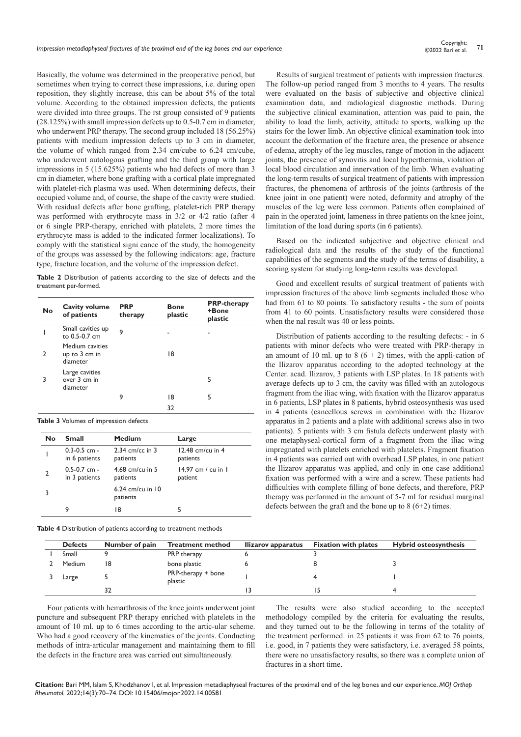Basically, the volume was determined in the preoperative period, but sometimes when trying to correct these impressions, i.e. during open reposition, they slightly increase, this can be about 5% of the total volume. According to the obtained impression defects, the patients were divided into three groups. The rst group consisted of 9 patients (28.125%) with small impression defects up to 0.5-0.7 cm in diameter, who underwent PRP therapy. The second group included 18 (56.25%) patients with medium impression defects up to 3 cm in diameter, the volume of which ranged from 2.34 cm/cube to 6.24 cm/cube, who underwent autologous grafting and the third group with large impressions in 5 (15.625%) patients who had defects of more than 3 cm in diameter, where bone grafting with a cortical plate impregnated with platelet-rich plasma was used. When determining defects, their occupied volume and, of course, the shape of the cavity were studied. With residual defects after bone grafting, platelet-rich PRP therapy was performed with erythrocyte mass in 3/2 or 4/2 ratio (after 4 or 6 single PRP-therapy, enriched with platelets, 2 more times the erythrocyte mass is added to the indicated former localizations). To comply with the statistical signi cance of the study, the homogeneity of the groups was assessed by the following indicators: age, fracture type, fracture location, and the volume of the impression defect.

**Table 2** Distribution of patients according to the size of defects and the treatment per-formed.

| No | Cavity volume of patients | PRP therapy | Bone plastic | PRP-therapy +Bone plastic |
|---|---|---|---|---|
| 1 | Small cavities up to 0.5-0.7 cm | 9 | - | - |
| 2 | Medium cavities up to 3 cm in diameter | | 18 | |
| 3 | Large cavities over 3 cm in diameter | | | 5 |
| | | 9 | 18 | 5 |
| | | | 32 | |

**Table 3** Volumes of impression defects

| No | Small | Medium | Large |
|---|---|---|---|
| 1 | 0.3-0.5 cm - in 6 patients | 2.34 cm/cc in 3 patients | 12.48 cm/cu in 4 patients |
| 2 | 0.5-0.7 cm - in 3 patients | 4.68 cm/cu in 5 patients | 14.97 cm / cu in 1 patient |
| 3 | | 6.24 cm/cu in 10 patients | |
| | 9 | 18 | 5 |

**Table 4** Distribution of patients according to treatment methods

| | Defects | Number of pain | Treatment method | Ilizarov apparatus | Fixation with plates | Hybrid osteosynthesis |
|---|---|---|---|---|---|---|
| 1 | Small | 9 | PRP therapy | 6 | 3 | |
| 2 | Medium | 18 | bone plastic | 6 | 8 | 3 |
| 3 | Large | 5 | PRP-therapy + bone plastic | 1 | 4 | 1 |
| | | 32 | | 13 | 15 | 4 |

Four patients with hemarthrosis of the knee joints underwent joint puncture and subsequent PRP therapy enriched with platelets in the amount of 10 ml. up to 6 times according to the artic-ular scheme. Who had a good recovery of the kinematics of the joints. Conducting methods of intra-articular management and maintaining them to fill the defects in the fracture area was carried out simultaneously.

Results of surgical treatment of patients with impression fractures. The follow-up period ranged from 3 months to 4 years. The results were evaluated on the basis of subjective and objective clinical examination data, and radiological diagnostic methods. During the subjective clinical examination, attention was paid to pain, the ability to load the limb, activity, attitude to sports, walking up the stairs for the lower limb. An objective clinical examination took into account the deformation of the fracture area, the presence or absence of edema, atrophy of the leg muscles, range of motion in the adjacent joints, the presence of synovitis and local hyperthermia, violation of local blood circulation and innervation of the limb. When evaluating the long-term results of surgical treatment of patients with impression fractures, the phenomena of arthrosis of the joints (arthrosis of the knee joint in one patient) were noted, deformity and atrophy of the muscles of the leg were less common. Patients often complained of pain in the operated joint, lameness in three patients on the knee joint, limitation of the load during sports (in 6 patients).

Based on the indicated subjective and objective clinical and radiological data and the results of the study of the functional capabilities of the segments and the study of the terms of disability, a scoring system for studying long-term results was developed.

Good and excellent results of surgical treatment of patients with impression fractures of the above limb segments included those who had from 61 to 80 points. To satisfactory results - the sum of points from 41 to 60 points. Unsatisfactory results were considered those when the nal result was 40 or less points.

Distribution of patients according to the resulting defects: - in 6 patients with minor defects who were treated with PRP-therapy in an amount of 10 ml. up to 8 (6 + 2) times, with the appli-cation of the Ilizarov apparatus according to the adopted technology at the Center. acad. Ilizarov, 3 patients with LSP plates. In 18 patients with average defects up to 3 cm, the cavity was filled with an autologous fragment from the iliac wing, with fixation with the Ilizarov apparatus in 6 patients, LSP plates in 8 patients, hybrid osteosynthesis was used in 4 patients (cancellous screws in combination with the Ilizarov apparatus in 2 patients and a plate with additional screws also in two patients). 5 patients with 3 cm fistula defects underwent plasty with one metaphyseal-cortical form of a fragment from the iliac wing impregnated with platelets enriched with platelets. Fragment fixation in 4 patients was carried out with overhead LSP plates, in one patient the Ilizarov apparatus was applied, and only in one case additional fixation was performed with a wire and a screw. These patients had difficulties with complete filling of bone defects, and therefore, PRP therapy was performed in the amount of 5-7 ml for residual marginal defects between the graft and the bone up to 8 (6+2) times.

The results were also studied according to the accepted methodology compiled by the criteria for evaluating the results, and they turned out to be the following in terms of the totality of the treatment performed: in 25 patients it was from 62 to 76 points, i.e. good, in 7 patients they were satisfactory, i.e. averaged 58 points, there were no unsatisfactory results, so there was a complete union of fractures in a short time.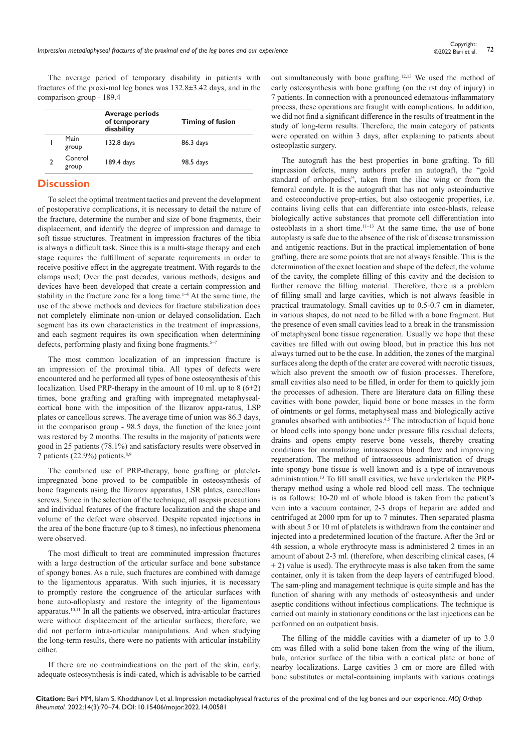The average period of temporary disability in patients with fractures of the proxi-mal leg bones was 132.8±3.42 days, and in the comparison group - 189.4

| | | Average periods of temporary disability | Timing of fusion |
|---|---|---|---|
| 1 | Main group | 132.8 days | 86.3 days |
| 2 | Control group | 189.4 days | 98.5 days |

## Discussion

To select the optimal treatment tactics and prevent the development of postoperative complications, it is necessary to detail the nature of the fracture, determine the number and size of bone fragments, their displacement, and identify the degree of impression and damage to soft tissue structures. Treatment in impression fractures of the tibia is always a difficult task. Since this is a multi-stage therapy and each stage requires the fulfillment of separate requirements in order to receive positive effect in the aggregate treatment. With regards to the clamps used; Over the past decades, various methods, designs and devices have been developed that create a certain compression and stability in the fracture zone for a long time.[1–4] At the same time, the use of the above methods and devices for fracture stabilization does not completely eliminate non-union or delayed consolidation. Each segment has its own characteristics in the treatment of impressions, and each segment requires its own specification when determining defects, performing plasty and fixing bone fragments.[5–7]

The most common localization of an impression fracture is an impression of the proximal tibia. All types of defects were encountered and he performed all types of bone osteosynthesis of this localization. Used PRP-therapy in the amount of 10 ml. up to 8 (6+2) times, bone grafting and grafting with impregnated metaphyseal-cortical bone with the imposition of the Ilizarov appa-ratus, LSP plates or cancellous screws. The average time of union was 86.3 days, in the comparison group - 98.5 days, the function of the knee joint was restored by 2 months. The results in the majority of patients were good in 25 patients (78.1%) and satisfactory results were observed in 7 patients (22.9%) patients.[8,9]

The combined use of PRP-therapy, bone grafting or platelet-impregnated bone proved to be compatible in osteosynthesis of bone fragments using the Ilizarov apparatus, LSR plates, cancellous screws. Since in the selection of the technique, all asepsis precautions and individual features of the fracture localization and the shape and volume of the defect were observed. Despite repeated injections in the area of the bone fracture (up to 8 times), no infectious phenomena were observed.

The most difficult to treat are comminuted impression fractures with a large destruction of the articular surface and bone substance of spongy bones. As a rule, such fractures are combined with damage to the ligamentous apparatus. With such injuries, it is necessary to promptly restore the congruence of the articular surfaces with bone auto-alloplasty and restore the integrity of the ligamentous apparatus.[10,11] In all the patients we observed, intra-articular fractures were without displacement of the articular surfaces; therefore, we did not perform intra-articular manipulations. And when studying the long-term results, there were no patients with articular instability either.

If there are no contraindications on the part of the skin, early, adequate osteosynthesis is indi-cated, which is advisable to be carried out simultaneously with bone grafting.[12,13] We used the method of early osteosynthesis with bone grafting (on the rst day of injury) in 7 patients. In connection with a pronounced edematous-inflammatory process, these operations are fraught with complications. In addition, we did not find a significant difference in the results of treatment in the study of long-term results. Therefore, the main category of patients were operated on within 3 days, after explaining to patients about osteoplastic surgery.

The autograft has the best properties in bone grafting. To fill impression defects, many authors prefer an autograft, the "gold standard of orthopedics", taken from the iliac wing or from the femoral condyle. It is the autograft that has not only osteoinductive and osteoconductive prop-erties, but also osteogenic properties, i.e. contains living cells that can differentiate into osteo-blasts, release biologically active substances that promote cell differentiation into osteoblasts in a short time.[11–13] At the same time, the use of bone autoplasty is safe due to the absence of the risk of disease transmission and antigenic reactions. But in the practical implementation of bone grafting, there are some points that are not always feasible. This is the determination of the exact location and shape of the defect, the volume of the cavity, the complete filling of this cavity and the decision to further remove the filling material. Therefore, there is a problem of filling small and large cavities, which is not always feasible in practical traumatology. Small cavities up to 0.5-0.7 cm in diameter, in various shapes, do not need to be filled with a bone fragment. But the presence of even small cavities lead to a break in the transmission of metaphyseal bone tissue regeneration. Usually we hope that these cavities are filled with out owing blood, but in practice this has not always turned out to be the case. In addition, the zones of the marginal surfaces along the depth of the crater are covered with necrotic tissues, which also prevent the smooth ow of fusion processes. Therefore, small cavities also need to be filled, in order for them to quickly join the processes of adhesion. There are literature data on filling these cavities with bone powder, liquid bone or bone masses in the form of ointments or gel forms, metaphyseal mass and biologically active granules absorbed with antibiotics.[4,5] The introduction of liquid bone or blood cells into spongy bone under pressure fills residual defects, drains and opens empty reserve bone vessels, thereby creating conditions for normalizing intraosseous blood flow and improving regeneration. The method of intraosseous administration of drugs into spongy bone tissue is well known and is a type of intravenous administration.[13] To fill small cavities, we have undertaken the PRP-therapy method using a whole red blood cell mass. The technique is as follows: 10-20 ml of whole blood is taken from the patient's vein into a vacuum container, 2-3 drops of heparin are added and centrifuged at 2000 rpm for up to 7 minutes. Then separated plasma with about 5 or 10 ml of platelets is withdrawn from the container and injected into a predetermined location of the fracture. After the 3rd or 4th session, a whole erythrocyte mass is administered 2 times in an amount of about 2-3 ml. (therefore, when describing clinical cases, (4 + 2) value is used). The erythrocyte mass is also taken from the same container, only it is taken from the deep layers of centrifuged blood. The sam-pling and management technique is quite simple and has the function of sharing with any methods of osteosynthesis and under aseptic conditions without infectious complications. The technique is carried out mainly in stationary conditions or the last injections can be performed on an outpatient basis.

The filling of the middle cavities with a diameter of up to 3.0 cm was filled with a solid bone taken from the wing of the ilium, bula, anterior surface of the tibia with a cortical plate or bone of nearby localizations. Large cavities 3 cm or more are filled with bone substitutes or metal-containing implants with various coatings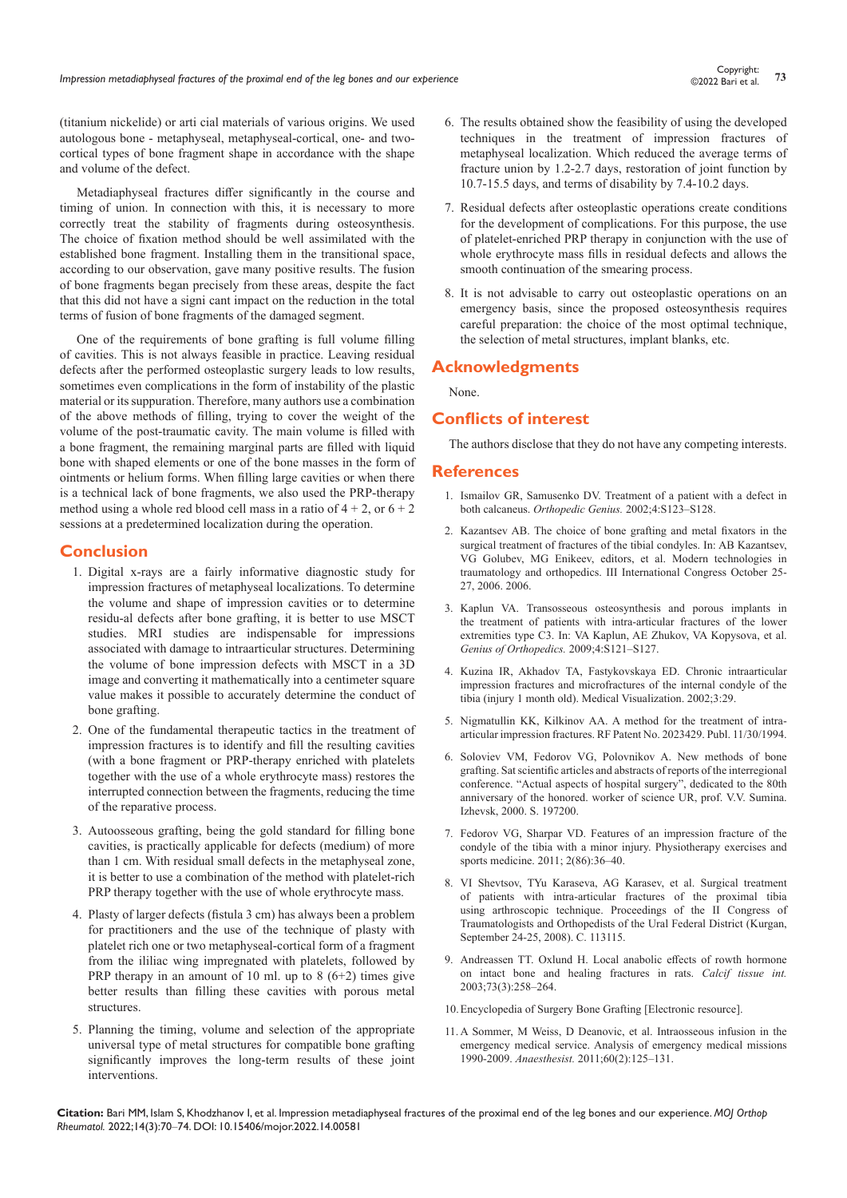(titanium nickelide) or arti cial materials of various origins. We used autologous bone - metaphyseal, metaphyseal-cortical, one- and two-cortical types of bone fragment shape in accordance with the shape and volume of the defect.

Metadiaphyseal fractures differ significantly in the course and timing of union. In connection with this, it is necessary to more correctly treat the stability of fragments during osteosynthesis. The choice of fixation method should be well assimilated with the established bone fragment. Installing them in the transitional space, according to our observation, gave many positive results. The fusion of bone fragments began precisely from these areas, despite the fact that this did not have a signi cant impact on the reduction in the total terms of fusion of bone fragments of the damaged segment.

One of the requirements of bone grafting is full volume filling of cavities. This is not always feasible in practice. Leaving residual defects after the performed osteoplastic surgery leads to low results, sometimes even complications in the form of instability of the plastic material or its suppuration. Therefore, many authors use a combination of the above methods of filling, trying to cover the weight of the volume of the post-traumatic cavity. The main volume is filled with a bone fragment, the remaining marginal parts are filled with liquid bone with shaped elements or one of the bone masses in the form of ointments or helium forms. When filling large cavities or when there is a technical lack of bone fragments, we also used the PRP-therapy method using a whole red blood cell mass in a ratio of 4 + 2, or 6 + 2 sessions at a predetermined localization during the operation.

## Conclusion

1. Digital x-rays are a fairly informative diagnostic study for impression fractures of metaphyseal localizations. To determine the volume and shape of impression cavities or to determine residu-al defects after bone grafting, it is better to use MSCT studies. MRI studies are indispensable for impressions associated with damage to intraarticular structures. Determining the volume of bone impression defects with MSCT in a 3D image and converting it mathematically into a centimeter square value makes it possible to accurately determine the conduct of bone grafting.
2. One of the fundamental therapeutic tactics in the treatment of impression fractures is to identify and fill the resulting cavities (with a bone fragment or PRP-therapy enriched with platelets together with the use of a whole erythrocyte mass) restores the interrupted connection between the fragments, reducing the time of the reparative process.
3. Autoosseous grafting, being the gold standard for filling bone cavities, is practically applicable for defects (medium) of more than 1 cm. With residual small defects in the metaphyseal zone, it is better to use a combination of the method with platelet-rich PRP therapy together with the use of whole erythrocyte mass.
4. Plasty of larger defects (fistula 3 cm) has always been a problem for practitioners and the use of the technique of plasty with platelet rich one or two metaphyseal-cortical form of a fragment from the ililiac wing impregnated with platelets, followed by PRP therapy in an amount of 10 ml. up to 8 (6+2) times give better results than filling these cavities with porous metal structures.
5. Planning the timing, volume and selection of the appropriate universal type of metal structures for compatible bone grafting significantly improves the long-term results of these joint interventions.
6. The results obtained show the feasibility of using the developed techniques in the treatment of impression fractures of metaphyseal localization. Which reduced the average terms of fracture union by 1.2-2.7 days, restoration of joint function by 10.7-15.5 days, and terms of disability by 7.4-10.2 days.
7. Residual defects after osteoplastic operations create conditions for the development of complications. For this purpose, the use of platelet-enriched PRP therapy in conjunction with the use of whole erythrocyte mass fills in residual defects and allows the smooth continuation of the smearing process.
8. It is not advisable to carry out osteoplastic operations on an emergency basis, since the proposed osteosynthesis requires careful preparation: the choice of the most optimal technique, the selection of metal structures, implant blanks, etc.

## Acknowledgments

None.

## Conflicts of interest

The authors disclose that they do not have any competing interests.

## References

1. Ismailov GR, Samusenko DV. Treatment of a patient with a defect in both calcaneus. *Orthopedic Genius.* 2002;4:S123–S128.
2. Kazantsev AB. The choice of bone grafting and metal fixators in the surgical treatment of fractures of the tibial condyles. In: AB Kazantsev, VG Golubev, MG Enikeev, editors, et al. Modern technologies in traumatology and orthopedics. III International Congress October 25-27, 2006. 2006.
3. Kaplun VA. Transosseous osteosynthesis and porous implants in the treatment of patients with intra-articular fractures of the lower extremities type C3. In: VA Kaplun, AE Zhukov, VA Kopysova, et al. *Genius of Orthopedics.* 2009;4:S121–S127.
4. Kuzina IR, Akhadov TA, Fastykovskaya ED. Chronic intraarticular impression fractures and microfractures of the internal condyle of the tibia (injury 1 month old). Medical Visualization. 2002;3:29.
5. Nigmatullin KK, Kilkinov AA. A method for the treatment of intra-articular impression fractures. RF Patent No. 2023429. Publ. 11/30/1994.
6. Soloviev VM, Fedorov VG, Polovnikov A. New methods of bone grafting. Sat scientific articles and abstracts of reports of the interregional conference. "Actual aspects of hospital surgery", dedicated to the 80th anniversary of the honored. worker of science UR, prof. V.V. Sumina. Izhevsk, 2000. S. 197200.
7. Fedorov VG, Sharpar VD. Features of an impression fracture of the condyle of the tibia with a minor injury. Physiotherapy exercises and sports medicine. 2011; 2(86):36–40.
8. VI Shevtsov, TYu Karaseva, AG Karasev, et al. Surgical treatment of patients with intra-articular fractures of the proximal tibia using arthroscopic technique. Proceedings of the II Congress of Traumatologists and Orthopedists of the Ural Federal District (Kurgan, September 24-25, 2008). C. 113115.
9. Andreassen TT. Oxlund H. Local anabolic effects of rowth hormone on intact bone and healing fractures in rats. *Calcif tissue int.* 2003;73(3):258–264.
10. Encyclopedia of Surgery Bone Grafting [Electronic resource].
11. A Sommer, M Weiss, D Deanovic, et al. Intraosseous infusion in the emergency medical service. Analysis of emergency medical missions 1990-2009. *Anaesthesist.* 2011;60(2):125–131.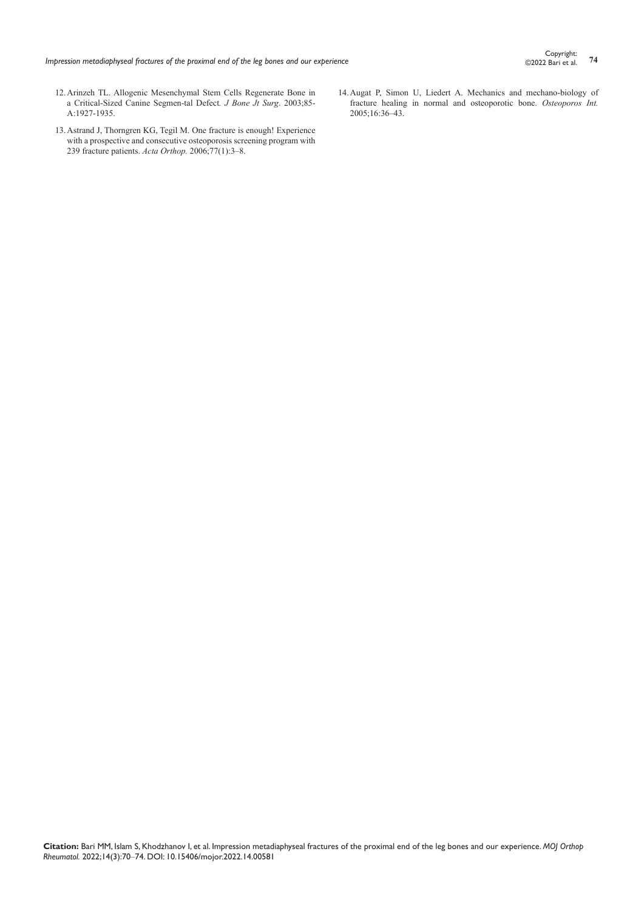12. Arinzeh TL. Allogenic Mesenchymal Stem Cells Regenerate Bone in a Critical-Sized Canine Segmen-tal Defect. *J Bone Jt Surg*. 2003;85-A:1927-1935.
13. Astrand J, Thorngren KG, Tegil M. One fracture is enough! Experience with a prospective and consecutive osteoporosis screening program with 239 fracture patients. *Acta Orthop*. 2006;77(1):3–8.
14. Augat P, Simon U, Liedert A. Mechanics and mechano-biology of fracture healing in normal and osteoporotic bone. *Osteoporos Int*. 2005;16:36–43.